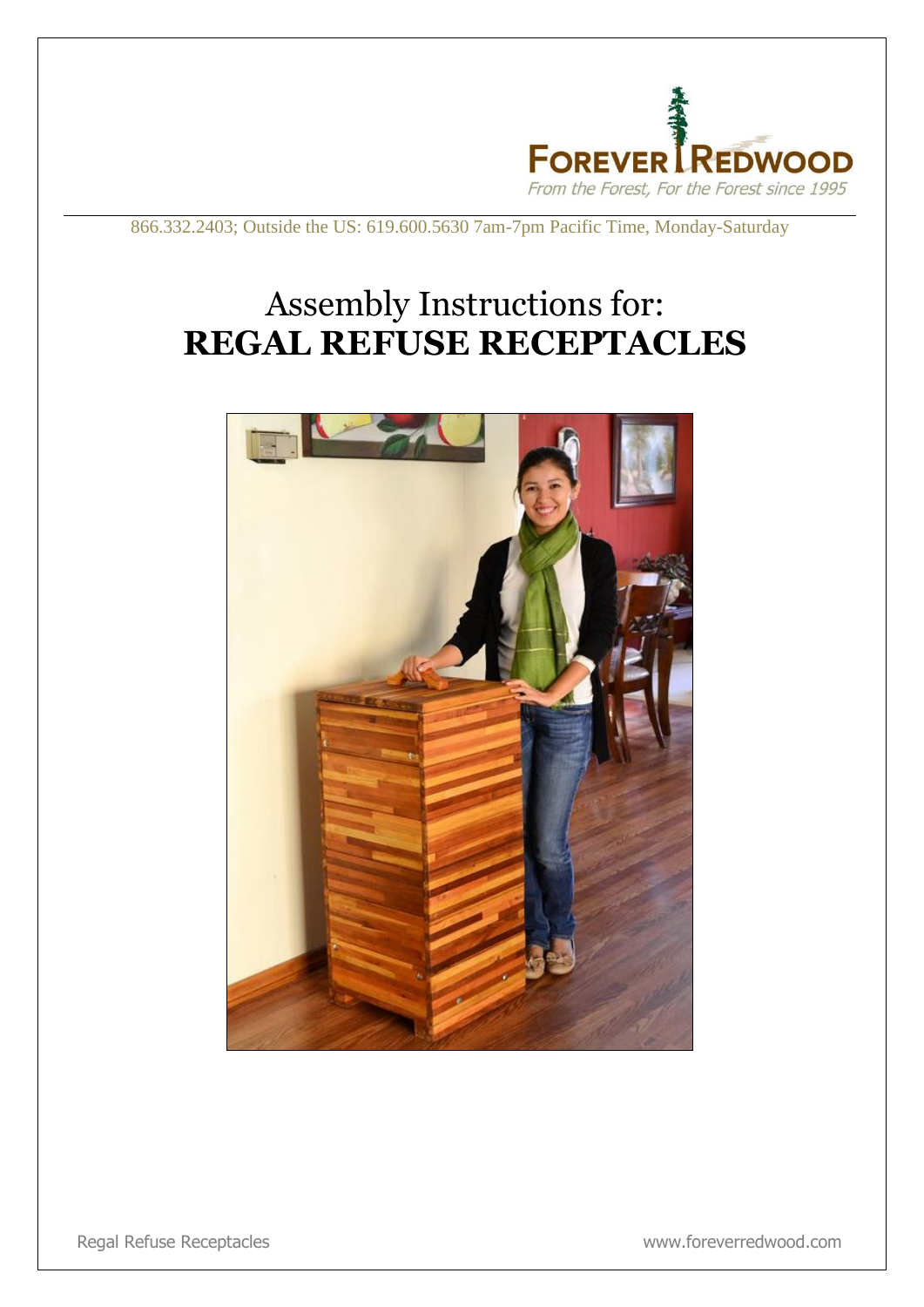FOREVER REDWOOD

*From the Forest, For the Forest since 1995*

866.332.2403; Outside the US: 619.600.5630 7am-7pm Pacific Time, Monday-Saturday

# Assembly Instructions for: **REGAL REFUSE RECEPTACLES**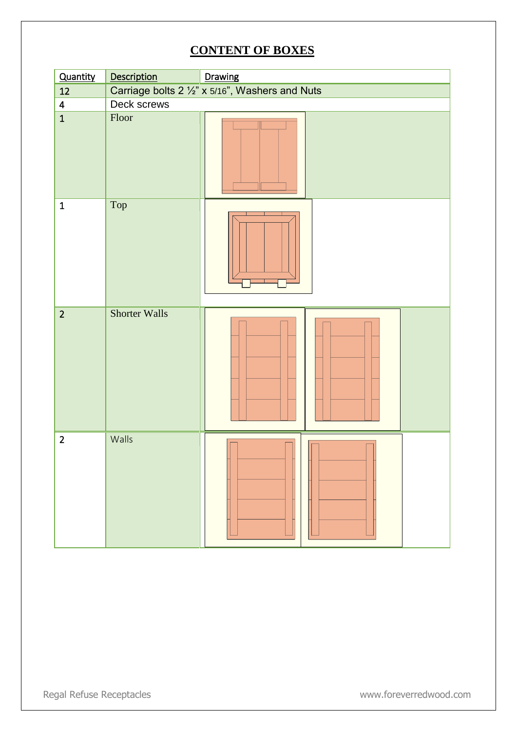# CONTENT OF BOXES

| Quantity | Description | Drawing |
|---|---|---|
| 12 | Carriage bolts 2 ½" x 5/16", Washers and Nuts | |
| 4 | Deck screws | |
| 1 | Floor | |
| 1 | Top | |
| 2 | Shorter Walls | |
| 2 | Walls | |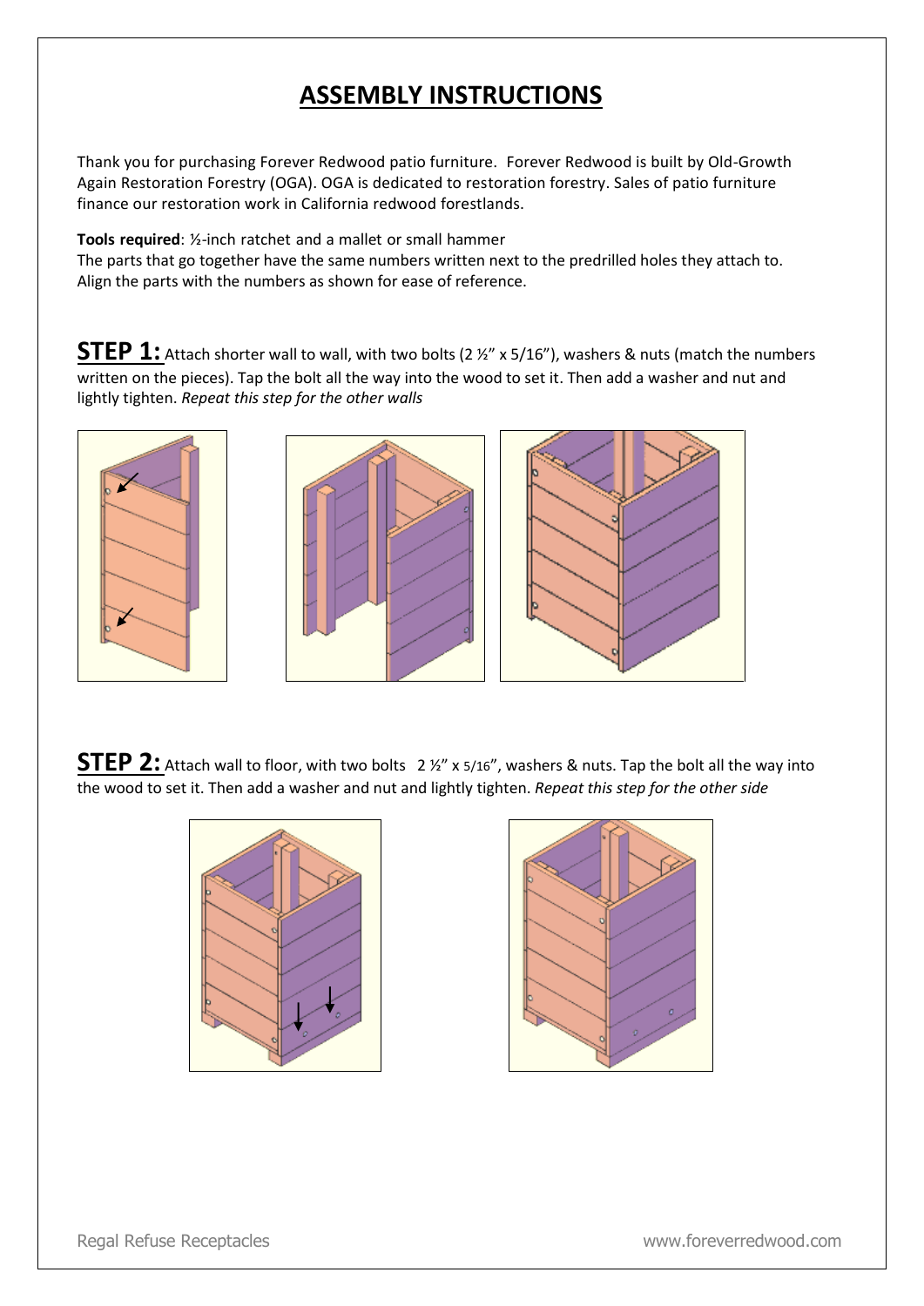# ASSEMBLY INSTRUCTIONS

Thank you for purchasing Forever Redwood patio furniture. Forever Redwood is built by Old-Growth Again Restoration Forestry (OGA). OGA is dedicated to restoration forestry. Sales of patio furniture finance our restoration work in California redwood forestlands.

**Tools required**: ½-inch ratchet and a mallet or small hammer
The parts that go together have the same numbers written next to the predrilled holes they attach to. Align the parts with the numbers as shown for ease of reference.

**STEP 1:** Attach shorter wall to wall, with two bolts (2 ½" x 5/16"), washers & nuts (match the numbers written on the pieces). Tap the bolt all the way into the wood to set it. Then add a washer and nut and lightly tighten. *Repeat this step for the other walls*

**STEP 2:** Attach wall to floor, with two bolts 2 ½" x 5/16", washers & nuts. Tap the bolt all the way into the wood to set it. Then add a washer and nut and lightly tighten. *Repeat this step for the other side*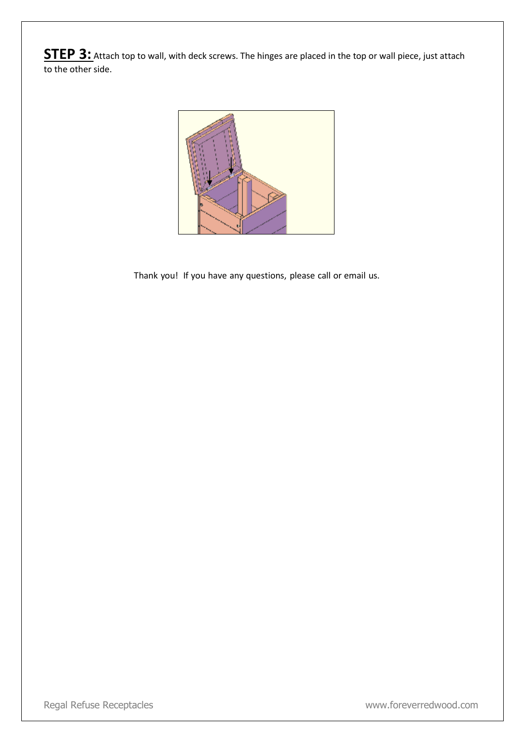**STEP 3:** Attach top to wall, with deck screws. The hinges are placed in the top or wall piece, just attach to the other side.

Thank you! If you have any questions, please call or email us.